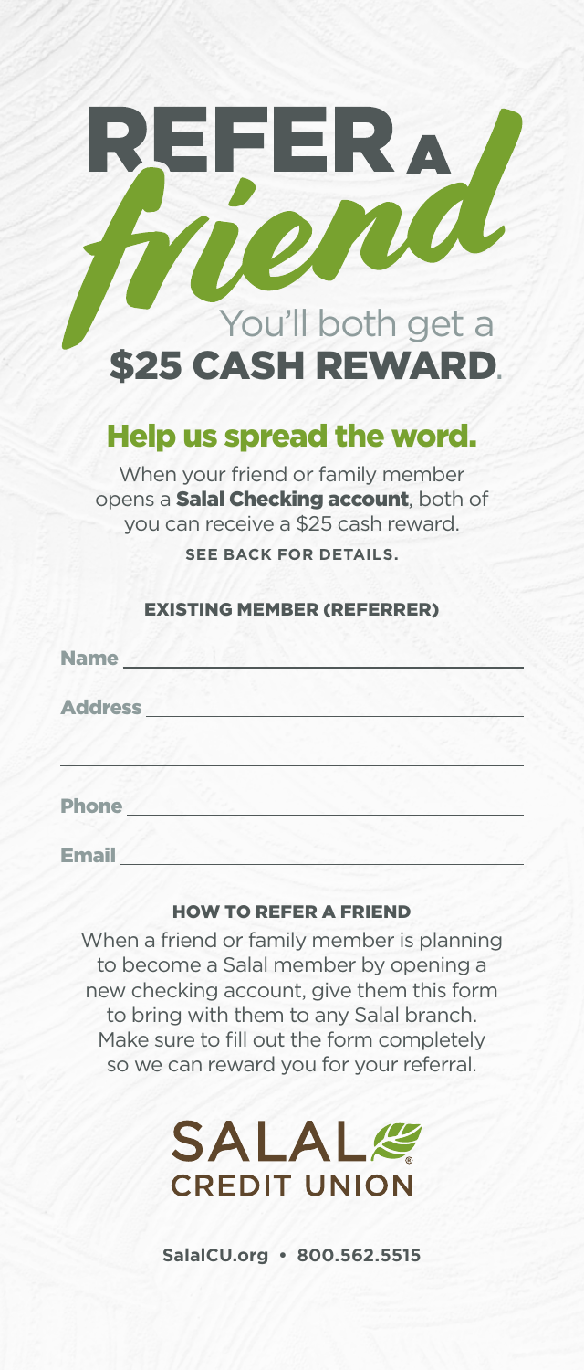# REFER A *friend*

You'll both get a **$25 CASH REWARD**.

## Help us spread the word.

When your friend or family member opens a **Salal Checking account**, both of you can receive a $25 cash reward.

**SEE BACK FOR DETAILS.**

### EXISTING MEMBER (REFERRER)

**Name** ______________________________

**Address** ______________________________

______________________________

**Phone** ______________________________

**Email** ______________________________

### HOW TO REFER A FRIEND

When a friend or family member is planning to become a Salal member by opening a new checking account, give them this form to bring with them to any Salal branch. Make sure to fill out the form completely so we can reward you for your referral.

SALAL CREDIT UNION

**SalalCU.org • 800.562.5515**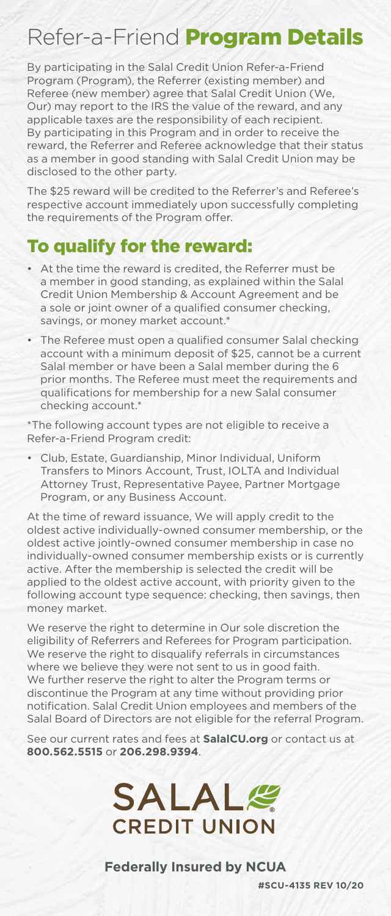# Refer-a-Friend **Program Details**

By participating in the Salal Credit Union Refer-a-Friend Program (Program), the Referrer (existing member) and Referee (new member) agree that Salal Credit Union (We, Our) may report to the IRS the value of the reward, and any applicable taxes are the responsibility of each recipient. By participating in this Program and in order to receive the reward, the Referrer and Referee acknowledge that their status as a member in good standing with Salal Credit Union may be disclosed to the other party.

The $25 reward will be credited to the Referrer's and Referee's respective account immediately upon successfully completing the requirements of the Program offer.

## To qualify for the reward:

- At the time the reward is credited, the Referrer must be a member in good standing, as explained within the Salal Credit Union Membership & Account Agreement and be a sole or joint owner of a qualified consumer checking, savings, or money market account.*
- The Referee must open a qualified consumer Salal checking account with a minimum deposit of $25, cannot be a current Salal member or have been a Salal member during the 6 prior months. The Referee must meet the requirements and qualifications for membership for a new Salal consumer checking account.*

*The following account types are not eligible to receive a Refer-a-Friend Program credit:

- Club, Estate, Guardianship, Minor Individual, Uniform Transfers to Minors Account, Trust, IOLTA and Individual Attorney Trust, Representative Payee, Partner Mortgage Program, or any Business Account.

At the time of reward issuance, We will apply credit to the oldest active individually-owned consumer membership, or the oldest active jointly-owned consumer membership in case no individually-owned consumer membership exists or is currently active. After the membership is selected the credit will be applied to the oldest active account, with priority given to the following account type sequence: checking, then savings, then money market.

We reserve the right to determine in Our sole discretion the eligibility of Referrers and Referees for Program participation. We reserve the right to disqualify referrals in circumstances where we believe they were not sent to us in good faith. We further reserve the right to alter the Program terms or discontinue the Program at any time without providing prior notification. Salal Credit Union employees and members of the Salal Board of Directors are not eligible for the referral Program.

See our current rates and fees at **SalalCU.org** or contact us at **800.562.5515** or **206.298.9394**.

SALAL CREDIT UNION

**Federally Insured by NCUA**

**#SCU-4135 REV 10/20**